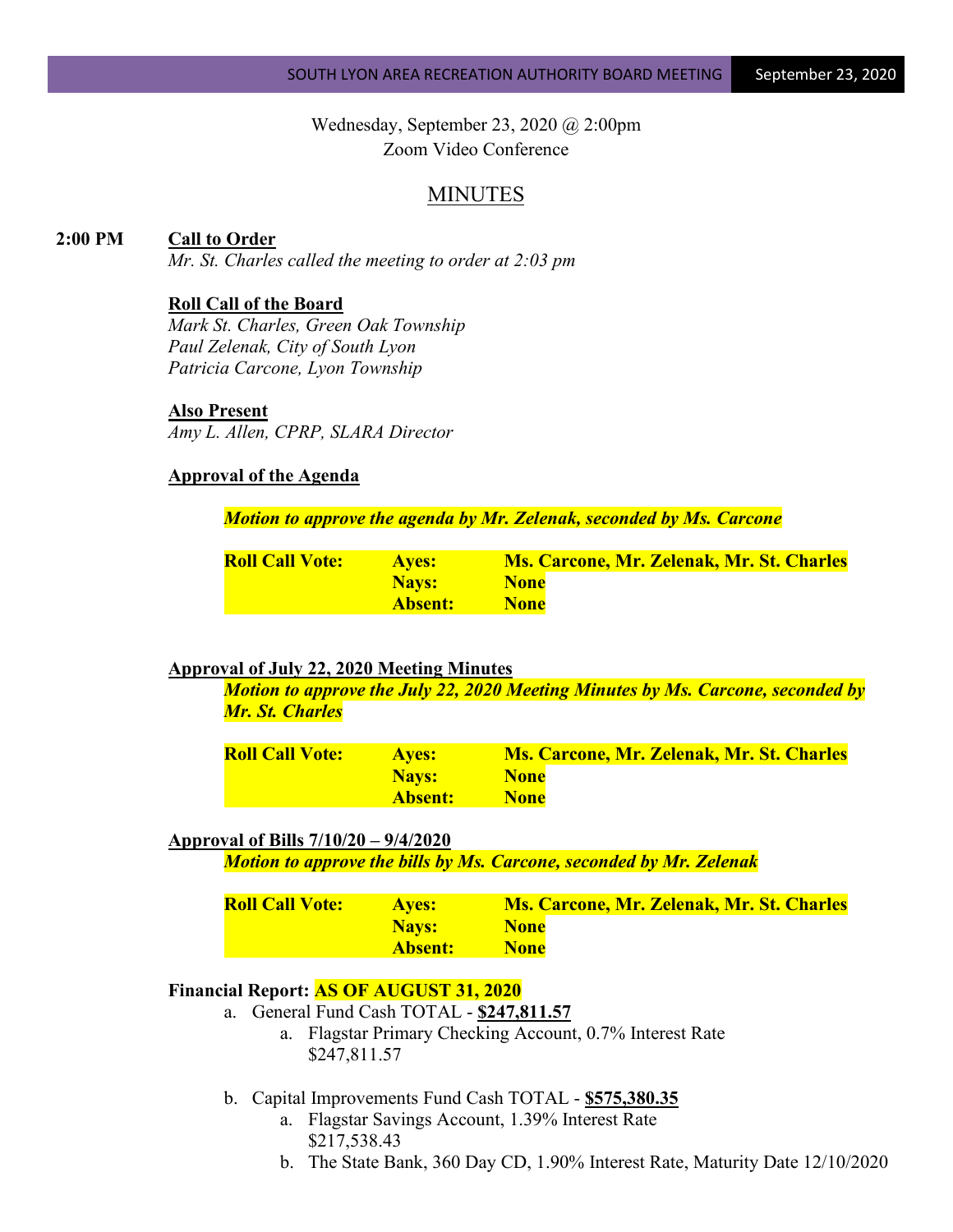Wednesday, September 23, 2020 @ 2:00pm
Zoom Video Conference

# MINUTES

**2:00 PM** **Call to Order**
*Mr. St. Charles called the meeting to order at 2:03 pm*

**Roll Call of the Board**
*Mark St. Charles, Green Oak Township*
*Paul Zelenak, City of South Lyon*
*Patricia Carcone, Lyon Township*

**Also Present**
*Amy L. Allen, CPRP, SLARA Director*

**Approval of the Agenda**

***Motion to approve the agenda by Mr. Zelenak, seconded by Ms. Carcone***

| **Roll Call Vote:** | **Ayes:** | **Ms. Carcone, Mr. Zelenak, Mr. St. Charles** |
|---|---|---|
| | **Nays:** | **None** |
| | **Absent:** | **None** |

**Approval of July 22, 2020 Meeting Minutes**
***Motion to approve the July 22, 2020 Meeting Minutes by Ms. Carcone, seconded by Mr. St. Charles***

| **Roll Call Vote:** | **Ayes:** | **Ms. Carcone, Mr. Zelenak, Mr. St. Charles** |
|---|---|---|
| | **Nays:** | **None** |
| | **Absent:** | **None** |

**Approval of Bills 7/10/20 – 9/4/2020**
***Motion to approve the bills by Ms. Carcone, seconded by Mr. Zelenak***

| **Roll Call Vote:** | **Ayes:** | **Ms. Carcone, Mr. Zelenak, Mr. St. Charles** |
|---|---|---|
| | **Nays:** | **None** |
| | **Absent:** | **None** |

**Financial Report: AS OF AUGUST 31, 2020**

a. General Fund Cash TOTAL - **$247,811.57**
   a. Flagstar Primary Checking Account, 0.7% Interest Rate
      $247,811.57

b. Capital Improvements Fund Cash TOTAL - **$575,380.35**
   a. Flagstar Savings Account, 1.39% Interest Rate
      $217,538.43
   b. The State Bank, 360 Day CD, 1.90% Interest Rate, Maturity Date 12/10/2020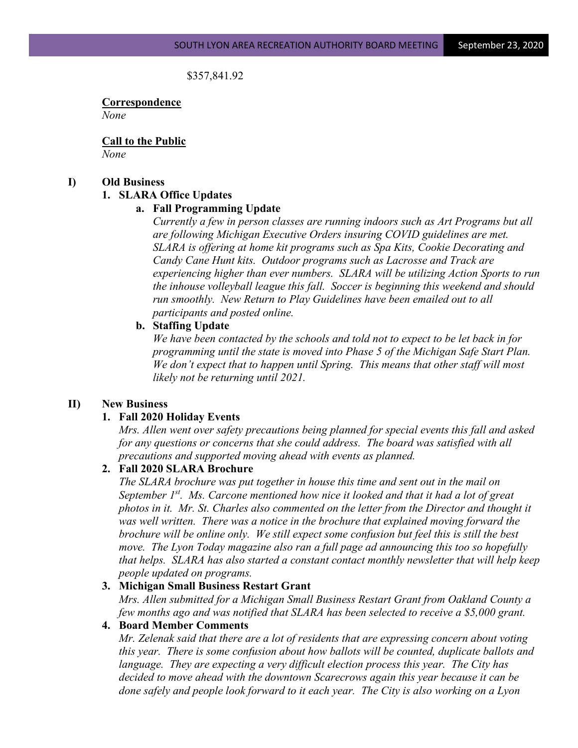$357,841.92

**Correspondence**
*None*

**Call to the Public**
*None*

**I) Old Business**

**1. SLARA Office Updates**

**a. Fall Programming Update**

*Currently a few in person classes are running indoors such as Art Programs but all are following Michigan Executive Orders insuring COVID guidelines are met. SLARA is offering at home kit programs such as Spa Kits, Cookie Decorating and Candy Cane Hunt kits. Outdoor programs such as Lacrosse and Track are experiencing higher than ever numbers. SLARA will be utilizing Action Sports to run the inhouse volleyball league this fall. Soccer is beginning this weekend and should run smoothly. New Return to Play Guidelines have been emailed out to all participants and posted online.*

**b. Staffing Update**

*We have been contacted by the schools and told not to expect to be let back in for programming until the state is moved into Phase 5 of the Michigan Safe Start Plan. We don't expect that to happen until Spring. This means that other staff will most likely not be returning until 2021.*

**II) New Business**

**1. Fall 2020 Holiday Events**

*Mrs. Allen went over safety precautions being planned for special events this fall and asked for any questions or concerns that she could address. The board was satisfied with all precautions and supported moving ahead with events as planned.*

**2. Fall 2020 SLARA Brochure**

*The SLARA brochure was put together in house this time and sent out in the mail on September 1st. Ms. Carcone mentioned how nice it looked and that it had a lot of great photos in it. Mr. St. Charles also commented on the letter from the Director and thought it was well written. There was a notice in the brochure that explained moving forward the brochure will be online only. We still expect some confusion but feel this is still the best move. The Lyon Today magazine also ran a full page ad announcing this too so hopefully that helps. SLARA has also started a constant contact monthly newsletter that will help keep people updated on programs.*

**3. Michigan Small Business Restart Grant**

*Mrs. Allen submitted for a Michigan Small Business Restart Grant from Oakland County a few months ago and was notified that SLARA has been selected to receive a $5,000 grant.*

**4. Board Member Comments**

*Mr. Zelenak said that there are a lot of residents that are expressing concern about voting this year. There is some confusion about how ballots will be counted, duplicate ballots and language. They are expecting a very difficult election process this year. The City has decided to move ahead with the downtown Scarecrows again this year because it can be done safely and people look forward to it each year. The City is also working on a Lyon*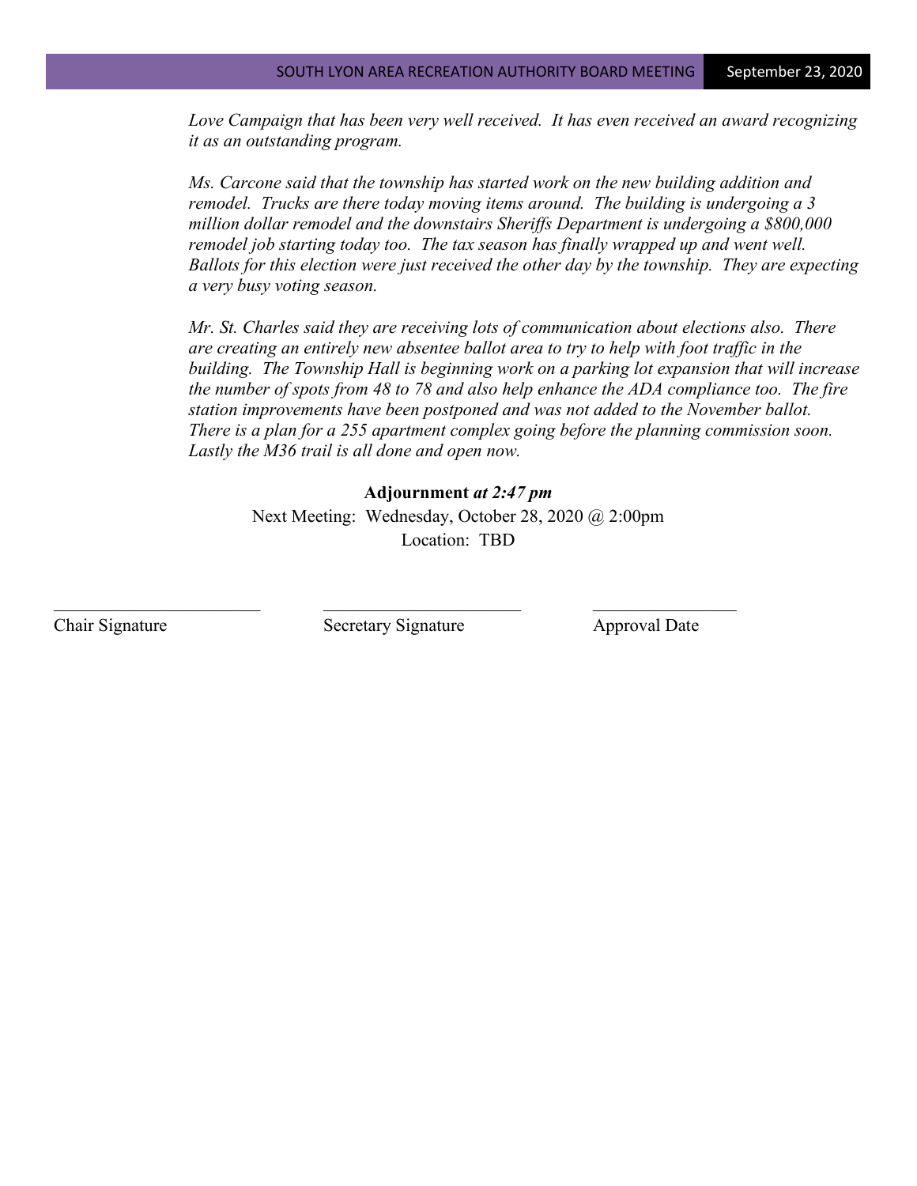*Love Campaign that has been very well received. It has even received an award recognizing it as an outstanding program.*

*Ms. Carcone said that the township has started work on the new building addition and remodel. Trucks are there today moving items around. The building is undergoing a 3 million dollar remodel and the downstairs Sheriffs Department is undergoing a $800,000 remodel job starting today too. The tax season has finally wrapped up and went well. Ballots for this election were just received the other day by the township. They are expecting a very busy voting season.*

*Mr. St. Charles said they are receiving lots of communication about elections also. There are creating an entirely new absentee ballot area to try to help with foot traffic in the building. The Township Hall is beginning work on a parking lot expansion that will increase the number of spots from 48 to 78 and also help enhance the ADA compliance too. The fire station improvements have been postponed and was not added to the November ballot. There is a plan for a 255 apartment complex going before the planning commission soon. Lastly the M36 trail is all done and open now.*

**Adjournment** ***at 2:47 pm***

Next Meeting: Wednesday, October 28, 2020 @ 2:00pm

Location: TBD

_______________________ _______________________ _______________

Chair Signature Secretary Signature Approval Date